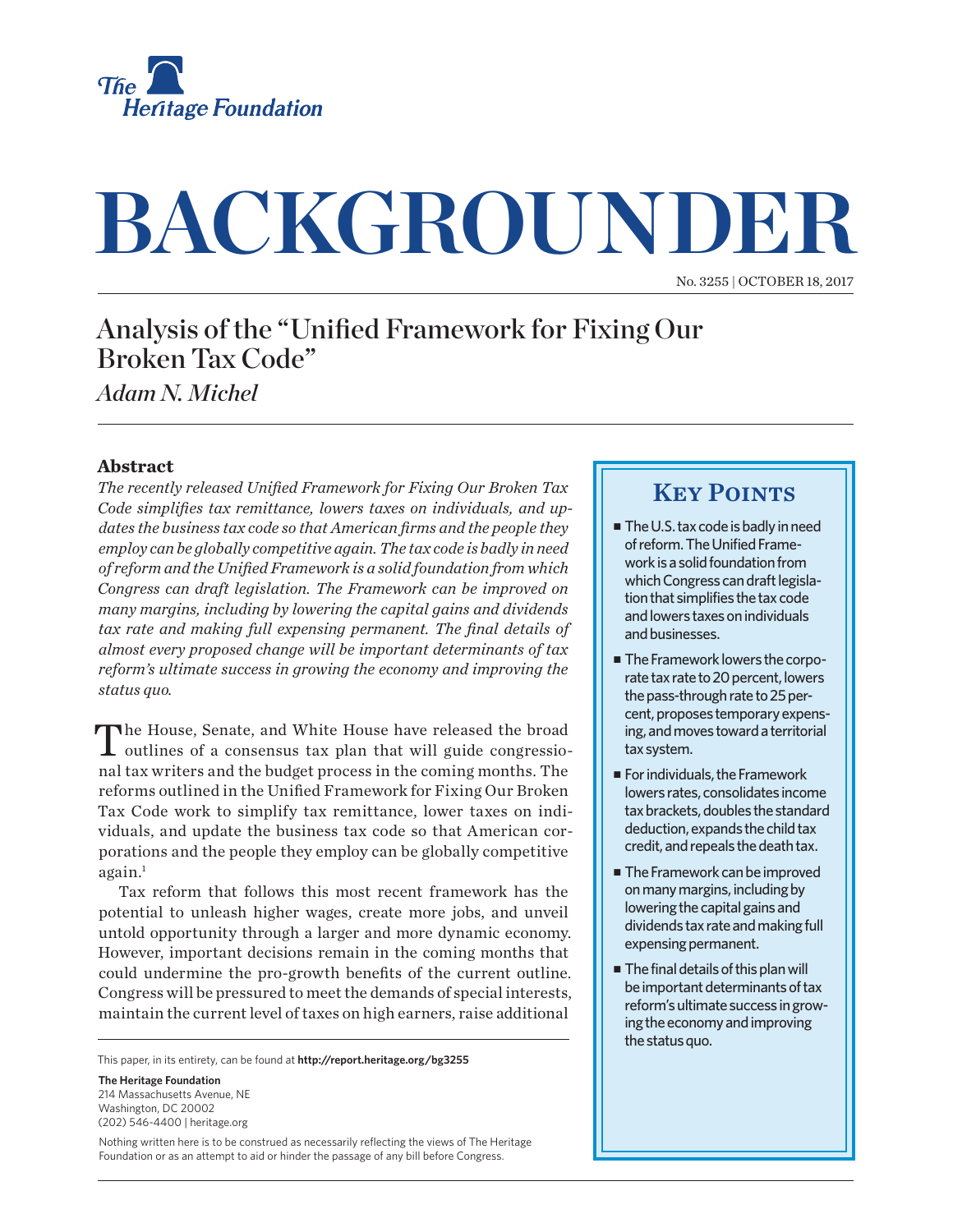The Heritage Foundation

# BACKGROUNDER

No. 3255 | OCTOBER 18, 2017

## Analysis of the "Unified Framework for Fixing Our Broken Tax Code"

*Adam N. Michel*

### Abstract

*The recently released Unified Framework for Fixing Our Broken Tax Code simplifies tax remittance, lowers taxes on individuals, and updates the business tax code so that American firms and the people they employ can be globally competitive again. The tax code is badly in need of reform and the Unified Framework is a solid foundation from which Congress can draft legislation. The Framework can be improved on many margins, including by lowering the capital gains and dividends tax rate and making full expensing permanent. The final details of almost every proposed change will be important determinants of tax reform's ultimate success in growing the economy and improving the status quo.*

The House, Senate, and White House have released the broad outlines of a consensus tax plan that will guide congressional tax writers and the budget process in the coming months. The reforms outlined in the Unified Framework for Fixing Our Broken Tax Code work to simplify tax remittance, lower taxes on individuals, and update the business tax code so that American corporations and the people they employ can be globally competitive again.[1]

Tax reform that follows this most recent framework has the potential to unleash higher wages, create more jobs, and unveil untold opportunity through a larger and more dynamic economy. However, important decisions remain in the coming months that could undermine the pro-growth benefits of the current outline. Congress will be pressured to meet the demands of special interests, maintain the current level of taxes on high earners, raise additional

### Key Points

- The U.S. tax code is badly in need of reform. The Unified Framework is a solid foundation from which Congress can draft legislation that simplifies the tax code and lowers taxes on individuals and businesses.
- The Framework lowers the corporate tax rate to 20 percent, lowers the pass-through rate to 25 percent, proposes temporary expensing, and moves toward a territorial tax system.
- For individuals, the Framework lowers rates, consolidates income tax brackets, doubles the standard deduction, expands the child tax credit, and repeals the death tax.
- The Framework can be improved on many margins, including by lowering the capital gains and dividends tax rate and making full expensing permanent.
- The final details of this plan will be important determinants of tax reform's ultimate success in growing the economy and improving the status quo.

This paper, in its entirety, can be found at **http://report.heritage.org/bg3255**

**The Heritage Foundation**
214 Massachusetts Avenue, NE
Washington, DC 20002
(202) 546-4400 | heritage.org

Nothing written here is to be construed as necessarily reflecting the views of The Heritage Foundation or as an attempt to aid or hinder the passage of any bill before Congress.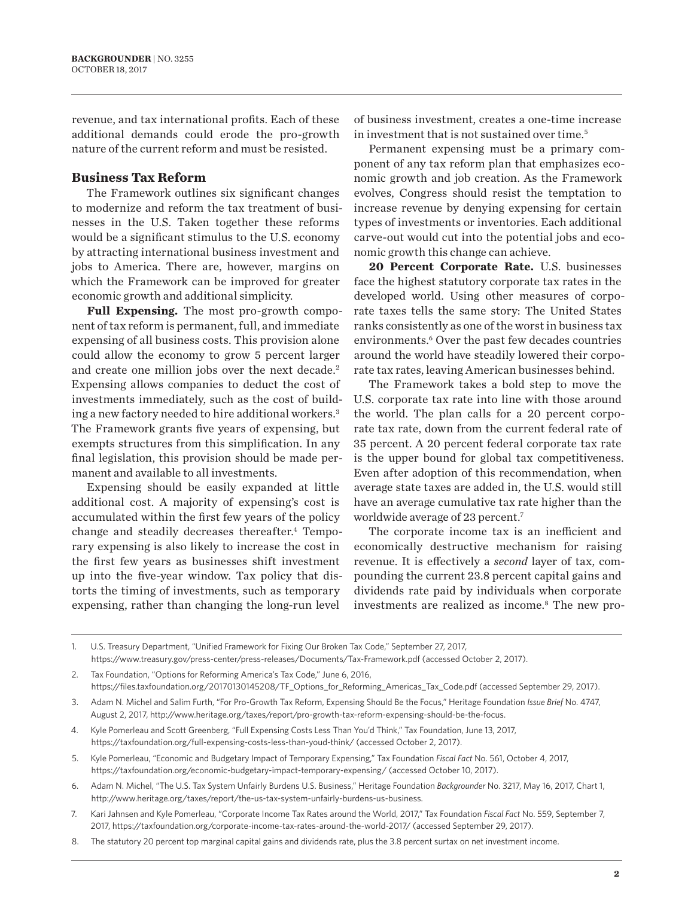revenue, and tax international profits. Each of these additional demands could erode the pro-growth nature of the current reform and must be resisted.

## Business Tax Reform

The Framework outlines six significant changes to modernize and reform the tax treatment of businesses in the U.S. Taken together these reforms would be a significant stimulus to the U.S. economy by attracting international business investment and jobs to America. There are, however, margins on which the Framework can be improved for greater economic growth and additional simplicity.

**Full Expensing.** The most pro-growth component of tax reform is permanent, full, and immediate expensing of all business costs. This provision alone could allow the economy to grow 5 percent larger and create one million jobs over the next decade.[2] Expensing allows companies to deduct the cost of investments immediately, such as the cost of building a new factory needed to hire additional workers.[3] The Framework grants five years of expensing, but exempts structures from this simplification. In any final legislation, this provision should be made permanent and available to all investments.

Expensing should be easily expanded at little additional cost. A majority of expensing's cost is accumulated within the first few years of the policy change and steadily decreases thereafter.[4] Temporary expensing is also likely to increase the cost in the first few years as businesses shift investment up into the five-year window. Tax policy that distorts the timing of investments, such as temporary expensing, rather than changing the long-run level of business investment, creates a one-time increase in investment that is not sustained over time.[5]

Permanent expensing must be a primary component of any tax reform plan that emphasizes economic growth and job creation. As the Framework evolves, Congress should resist the temptation to increase revenue by denying expensing for certain types of investments or inventories. Each additional carve-out would cut into the potential jobs and economic growth this change can achieve.

**20 Percent Corporate Rate.** U.S. businesses face the highest statutory corporate tax rates in the developed world. Using other measures of corporate taxes tells the same story: The United States ranks consistently as one of the worst in business tax environments.[6] Over the past few decades countries around the world have steadily lowered their corporate tax rates, leaving American businesses behind.

The Framework takes a bold step to move the U.S. corporate tax rate into line with those around the world. The plan calls for a 20 percent corporate tax rate, down from the current federal rate of 35 percent. A 20 percent federal corporate tax rate is the upper bound for global tax competitiveness. Even after adoption of this recommendation, when average state taxes are added in, the U.S. would still have an average cumulative tax rate higher than the worldwide average of 23 percent.[7]

The corporate income tax is an inefficient and economically destructive mechanism for raising revenue. It is effectively a *second* layer of tax, compounding the current 23.8 percent capital gains and dividends rate paid by individuals when corporate investments are realized as income.[8] The new pro-

---

1. U.S. Treasury Department, "Unified Framework for Fixing Our Broken Tax Code," September 27, 2017, https://www.treasury.gov/press-center/press-releases/Documents/Tax-Framework.pdf (accessed October 2, 2017).
2. Tax Foundation, "Options for Reforming America's Tax Code," June 6, 2016, https://files.taxfoundation.org/20170130145208/TF_Options_for_Reforming_Americas_Tax_Code.pdf (accessed September 29, 2017).
3. Adam N. Michel and Salim Furth, "For Pro-Growth Tax Reform, Expensing Should Be the Focus," Heritage Foundation *Issue Brief* No. 4747, August 2, 2017, http://www.heritage.org/taxes/report/pro-growth-tax-reform-expensing-should-be-the-focus.
4. Kyle Pomerleau and Scott Greenberg, "Full Expensing Costs Less Than You'd Think," Tax Foundation, June 13, 2017, https://taxfoundation.org/full-expensing-costs-less-than-youd-think/ (accessed October 2, 2017).
5. Kyle Pomerleau, "Economic and Budgetary Impact of Temporary Expensing," Tax Foundation *Fiscal Fact* No. 561, October 4, 2017, https://taxfoundation.org/economic-budgetary-impact-temporary-expensing/ (accessed October 10, 2017).
6. Adam N. Michel, "The U.S. Tax System Unfairly Burdens U.S. Business," Heritage Foundation *Backgrounder* No. 3217, May 16, 2017, Chart 1, http://www.heritage.org/taxes/report/the-us-tax-system-unfairly-burdens-us-business.
7. Kari Jahnsen and Kyle Pomerleau, "Corporate Income Tax Rates around the World, 2017," Tax Foundation *Fiscal Fact* No. 559, September 7, 2017, https://taxfoundation.org/corporate-income-tax-rates-around-the-world-2017/ (accessed September 29, 2017).
8. The statutory 20 percent top marginal capital gains and dividends rate, plus the 3.8 percent surtax on net investment income.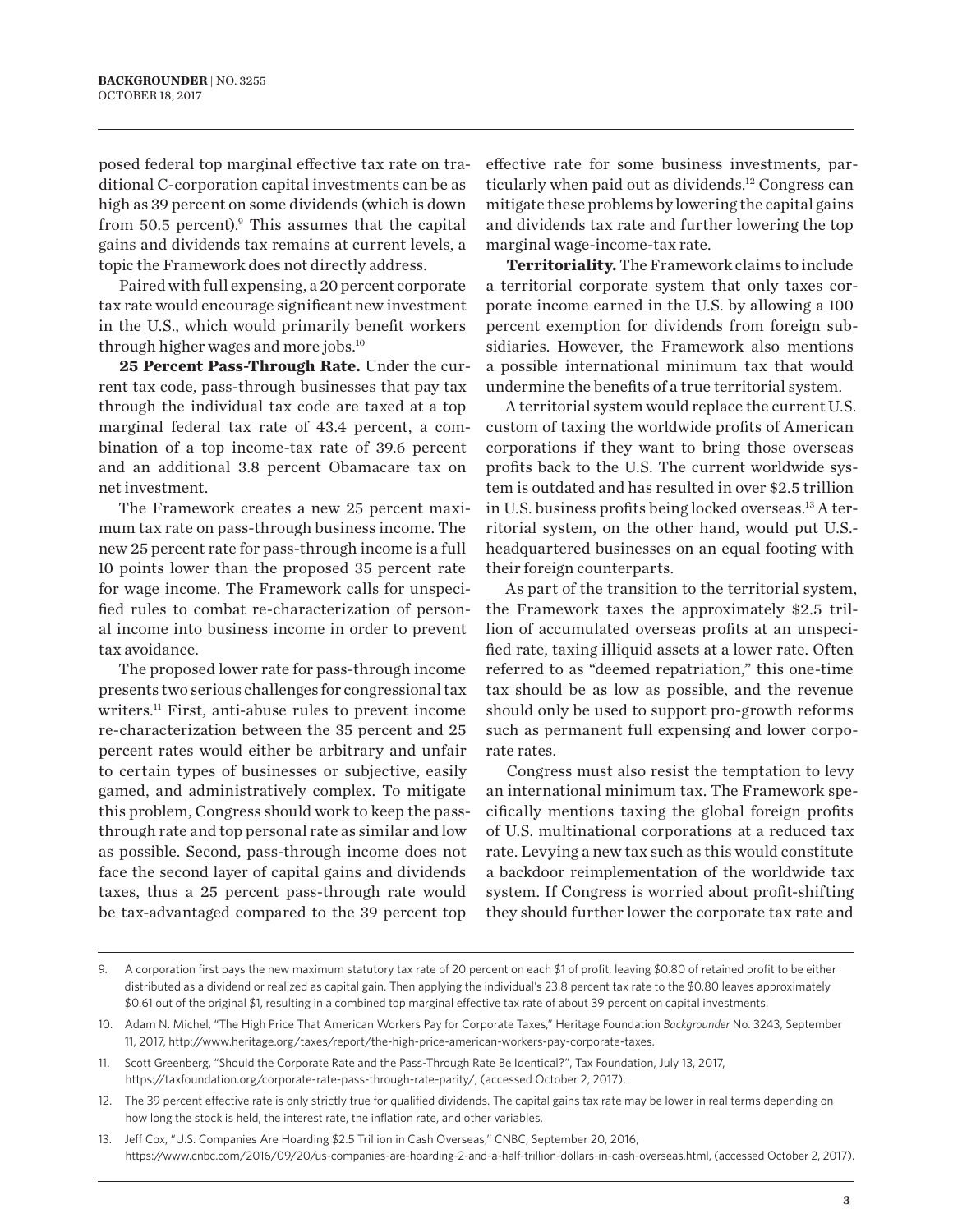posed federal top marginal effective tax rate on traditional C-corporation capital investments can be as high as 39 percent on some dividends (which is down from 50.5 percent).[9] This assumes that the capital gains and dividends tax remains at current levels, a topic the Framework does not directly address.

Paired with full expensing, a 20 percent corporate tax rate would encourage significant new investment in the U.S., which would primarily benefit workers through higher wages and more jobs.[10]

**25 Percent Pass-Through Rate.** Under the current tax code, pass-through businesses that pay tax through the individual tax code are taxed at a top marginal federal tax rate of 43.4 percent, a combination of a top income-tax rate of 39.6 percent and an additional 3.8 percent Obamacare tax on net investment.

The Framework creates a new 25 percent maximum tax rate on pass-through business income. The new 25 percent rate for pass-through income is a full 10 points lower than the proposed 35 percent rate for wage income. The Framework calls for unspecified rules to combat re-characterization of personal income into business income in order to prevent tax avoidance.

The proposed lower rate for pass-through income presents two serious challenges for congressional tax writers.[11] First, anti-abuse rules to prevent income re-characterization between the 35 percent and 25 percent rates would either be arbitrary and unfair to certain types of businesses or subjective, easily gamed, and administratively complex. To mitigate this problem, Congress should work to keep the pass-through rate and top personal rate as similar and low as possible. Second, pass-through income does not face the second layer of capital gains and dividends taxes, thus a 25 percent pass-through rate would be tax-advantaged compared to the 39 percent top effective rate for some business investments, particularly when paid out as dividends.[12] Congress can mitigate these problems by lowering the capital gains and dividends tax rate and further lowering the top marginal wage-income-tax rate.

**Territoriality.** The Framework claims to include a territorial corporate system that only taxes corporate income earned in the U.S. by allowing a 100 percent exemption for dividends from foreign subsidiaries. However, the Framework also mentions a possible international minimum tax that would undermine the benefits of a true territorial system.

A territorial system would replace the current U.S. custom of taxing the worldwide profits of American corporations if they want to bring those overseas profits back to the U.S. The current worldwide system is outdated and has resulted in over $2.5 trillion in U.S. business profits being locked overseas.[13] A territorial system, on the other hand, would put U.S.-headquartered businesses on an equal footing with their foreign counterparts.

As part of the transition to the territorial system, the Framework taxes the approximately $2.5 trillion of accumulated overseas profits at an unspecified rate, taxing illiquid assets at a lower rate. Often referred to as "deemed repatriation," this one-time tax should be as low as possible, and the revenue should only be used to support pro-growth reforms such as permanent full expensing and lower corporate rates.

Congress must also resist the temptation to levy an international minimum tax. The Framework specifically mentions taxing the global foreign profits of U.S. multinational corporations at a reduced tax rate. Levying a new tax such as this would constitute a backdoor reimplementation of the worldwide tax system. If Congress is worried about profit-shifting they should further lower the corporate tax rate and

---

9. A corporation first pays the new maximum statutory tax rate of 20 percent on each $1 of profit, leaving $0.80 of retained profit to be either distributed as a dividend or realized as capital gain. Then applying the individual's 23.8 percent tax rate to the $0.80 leaves approximately $0.61 out of the original $1, resulting in a combined top marginal effective tax rate of about 39 percent on capital investments.

10. Adam N. Michel, "The High Price That American Workers Pay for Corporate Taxes," Heritage Foundation *Backgrounder* No. 3243, September 11, 2017, http://www.heritage.org/taxes/report/the-high-price-american-workers-pay-corporate-taxes.

11. Scott Greenberg, "Should the Corporate Rate and the Pass-Through Rate Be Identical?", Tax Foundation, July 13, 2017, https://taxfoundation.org/corporate-rate-pass-through-rate-parity/, (accessed October 2, 2017).

12. The 39 percent effective rate is only strictly true for qualified dividends. The capital gains tax rate may be lower in real terms depending on how long the stock is held, the interest rate, the inflation rate, and other variables.

13. Jeff Cox, "U.S. Companies Are Hoarding $2.5 Trillion in Cash Overseas," CNBC, September 20, 2016, https://www.cnbc.com/2016/09/20/us-companies-are-hoarding-2-and-a-half-trillion-dollars-in-cash-overseas.html, (accessed October 2, 2017).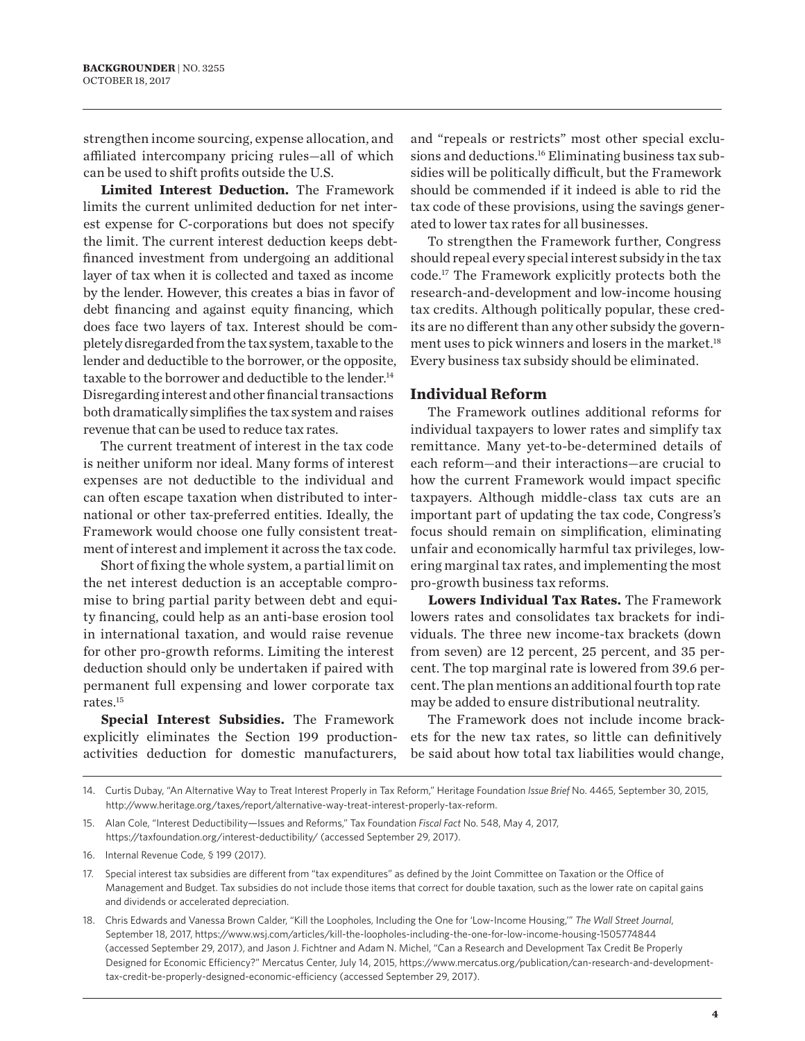strengthen income sourcing, expense allocation, and affiliated intercompany pricing rules—all of which can be used to shift profits outside the U.S.

**Limited Interest Deduction.** The Framework limits the current unlimited deduction for net interest expense for C-corporations but does not specify the limit. The current interest deduction keeps debt-financed investment from undergoing an additional layer of tax when it is collected and taxed as income by the lender. However, this creates a bias in favor of debt financing and against equity financing, which does face two layers of tax. Interest should be completely disregarded from the tax system, taxable to the lender and deductible to the borrower, or the opposite, taxable to the borrower and deductible to the lender.[14] Disregarding interest and other financial transactions both dramatically simplifies the tax system and raises revenue that can be used to reduce tax rates.

The current treatment of interest in the tax code is neither uniform nor ideal. Many forms of interest expenses are not deductible to the individual and can often escape taxation when distributed to international or other tax-preferred entities. Ideally, the Framework would choose one fully consistent treatment of interest and implement it across the tax code.

Short of fixing the whole system, a partial limit on the net interest deduction is an acceptable compromise to bring partial parity between debt and equity financing, could help as an anti-base erosion tool in international taxation, and would raise revenue for other pro-growth reforms. Limiting the interest deduction should only be undertaken if paired with permanent full expensing and lower corporate tax rates.[15]

**Special Interest Subsidies.** The Framework explicitly eliminates the Section 199 production-activities deduction for domestic manufacturers, and "repeals or restricts" most other special exclusions and deductions.[16] Eliminating business tax subsidies will be politically difficult, but the Framework should be commended if it indeed is able to rid the tax code of these provisions, using the savings generated to lower tax rates for all businesses.

To strengthen the Framework further, Congress should repeal every special interest subsidy in the tax code.[17] The Framework explicitly protects both the research-and-development and low-income housing tax credits. Although politically popular, these credits are no different than any other subsidy the government uses to pick winners and losers in the market.[18] Every business tax subsidy should be eliminated.

## Individual Reform

The Framework outlines additional reforms for individual taxpayers to lower rates and simplify tax remittance. Many yet-to-be-determined details of each reform—and their interactions—are crucial to how the current Framework would impact specific taxpayers. Although middle-class tax cuts are an important part of updating the tax code, Congress's focus should remain on simplification, eliminating unfair and economically harmful tax privileges, lowering marginal tax rates, and implementing the most pro-growth business tax reforms.

**Lowers Individual Tax Rates.** The Framework lowers rates and consolidates tax brackets for individuals. The three new income-tax brackets (down from seven) are 12 percent, 25 percent, and 35 percent. The top marginal rate is lowered from 39.6 percent. The plan mentions an additional fourth top rate may be added to ensure distributional neutrality.

The Framework does not include income brackets for the new tax rates, so little can definitively be said about how total tax liabilities would change,

---

14. Curtis Dubay, "An Alternative Way to Treat Interest Properly in Tax Reform," Heritage Foundation *Issue Brief* No. 4465, September 30, 2015, http://www.heritage.org/taxes/report/alternative-way-treat-interest-properly-tax-reform.

15. Alan Cole, "Interest Deductibility—Issues and Reforms," Tax Foundation *Fiscal Fact* No. 548, May 4, 2017, https://taxfoundation.org/interest-deductibility/ (accessed September 29, 2017).

16. Internal Revenue Code, § 199 (2017).

17. Special interest tax subsidies are different from "tax expenditures" as defined by the Joint Committee on Taxation or the Office of Management and Budget. Tax subsidies do not include those items that correct for double taxation, such as the lower rate on capital gains and dividends or accelerated depreciation.

18. Chris Edwards and Vanessa Brown Calder, "Kill the Loopholes, Including the One for 'Low-Income Housing,'" *The Wall Street Journal*, September 18, 2017, https://www.wsj.com/articles/kill-the-loopholes-including-the-one-for-low-income-housing-1505774844 (accessed September 29, 2017), and Jason J. Fichtner and Adam N. Michel, "Can a Research and Development Tax Credit Be Properly Designed for Economic Efficiency?" Mercatus Center, July 14, 2015, https://www.mercatus.org/publication/can-research-and-development-tax-credit-be-properly-designed-economic-efficiency (accessed September 29, 2017).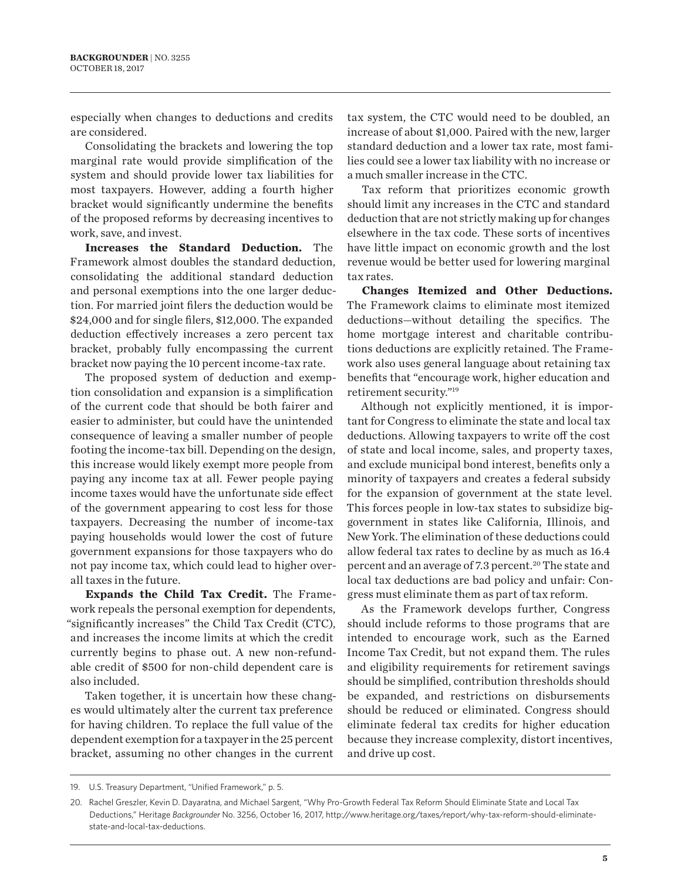especially when changes to deductions and credits are considered.

Consolidating the brackets and lowering the top marginal rate would provide simplification of the system and should provide lower tax liabilities for most taxpayers. However, adding a fourth higher bracket would significantly undermine the benefits of the proposed reforms by decreasing incentives to work, save, and invest.

**Increases the Standard Deduction.** The Framework almost doubles the standard deduction, consolidating the additional standard deduction and personal exemptions into the one larger deduction. For married joint filers the deduction would be $24,000 and for single filers, $12,000. The expanded deduction effectively increases a zero percent tax bracket, probably fully encompassing the current bracket now paying the 10 percent income-tax rate.

The proposed system of deduction and exemption consolidation and expansion is a simplification of the current code that should be both fairer and easier to administer, but could have the unintended consequence of leaving a smaller number of people footing the income-tax bill. Depending on the design, this increase would likely exempt more people from paying any income tax at all. Fewer people paying income taxes would have the unfortunate side effect of the government appearing to cost less for those taxpayers. Decreasing the number of income-tax paying households would lower the cost of future government expansions for those taxpayers who do not pay income tax, which could lead to higher overall taxes in the future.

**Expands the Child Tax Credit.** The Framework repeals the personal exemption for dependents, "significantly increases" the Child Tax Credit (CTC), and increases the income limits at which the credit currently begins to phase out. A new non-refundable credit of $500 for non-child dependent care is also included.

Taken together, it is uncertain how these changes would ultimately alter the current tax preference for having children. To replace the full value of the dependent exemption for a taxpayer in the 25 percent bracket, assuming no other changes in the current tax system, the CTC would need to be doubled, an increase of about $1,000. Paired with the new, larger standard deduction and a lower tax rate, most families could see a lower tax liability with no increase or a much smaller increase in the CTC.

Tax reform that prioritizes economic growth should limit any increases in the CTC and standard deduction that are not strictly making up for changes elsewhere in the tax code. These sorts of incentives have little impact on economic growth and the lost revenue would be better used for lowering marginal tax rates.

**Changes Itemized and Other Deductions.** The Framework claims to eliminate most itemized deductions—without detailing the specifics. The home mortgage interest and charitable contributions deductions are explicitly retained. The Framework also uses general language about retaining tax benefits that "encourage work, higher education and retirement security."[19]

Although not explicitly mentioned, it is important for Congress to eliminate the state and local tax deductions. Allowing taxpayers to write off the cost of state and local income, sales, and property taxes, and exclude municipal bond interest, benefits only a minority of taxpayers and creates a federal subsidy for the expansion of government at the state level. This forces people in low-tax states to subsidize big-government in states like California, Illinois, and New York. The elimination of these deductions could allow federal tax rates to decline by as much as 16.4 percent and an average of 7.3 percent.[20] The state and local tax deductions are bad policy and unfair: Congress must eliminate them as part of tax reform.

As the Framework develops further, Congress should include reforms to those programs that are intended to encourage work, such as the Earned Income Tax Credit, but not expand them. The rules and eligibility requirements for retirement savings should be simplified, contribution thresholds should be expanded, and restrictions on disbursements should be reduced or eliminated. Congress should eliminate federal tax credits for higher education because they increase complexity, distort incentives, and drive up cost.

---

19. U.S. Treasury Department, "Unified Framework," p. 5.

20. Rachel Greszler, Kevin D. Dayaratna, and Michael Sargent, "Why Pro-Growth Federal Tax Reform Should Eliminate State and Local Tax Deductions," Heritage *Backgrounder* No. 3256, October 16, 2017, http://www.heritage.org/taxes/report/why-tax-reform-should-eliminate-state-and-local-tax-deductions.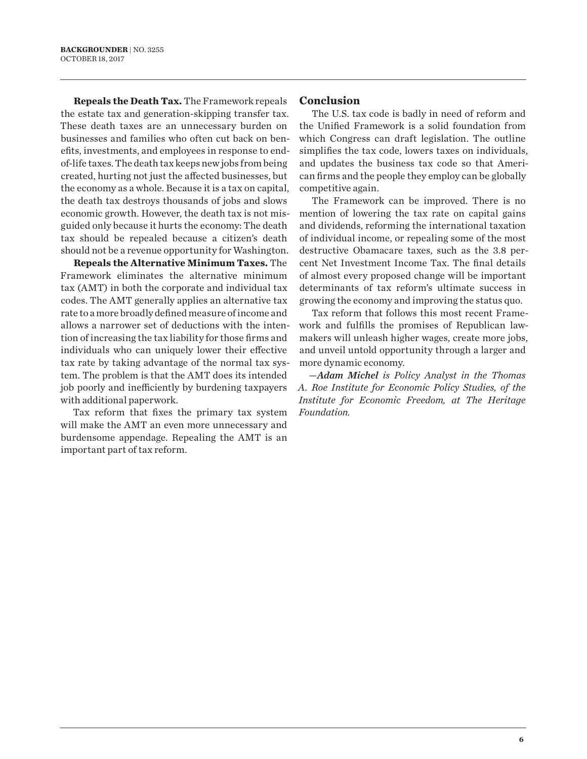**Repeals the Death Tax.** The Framework repeals the estate tax and generation-skipping transfer tax. These death taxes are an unnecessary burden on businesses and families who often cut back on benefits, investments, and employees in response to end-of-life taxes. The death tax keeps new jobs from being created, hurting not just the affected businesses, but the economy as a whole. Because it is a tax on capital, the death tax destroys thousands of jobs and slows economic growth. However, the death tax is not misguided only because it hurts the economy: The death tax should be repealed because a citizen's death should not be a revenue opportunity for Washington.

**Repeals the Alternative Minimum Taxes.** The Framework eliminates the alternative minimum tax (AMT) in both the corporate and individual tax codes. The AMT generally applies an alternative tax rate to a more broadly defined measure of income and allows a narrower set of deductions with the intention of increasing the tax liability for those firms and individuals who can uniquely lower their effective tax rate by taking advantage of the normal tax system. The problem is that the AMT does its intended job poorly and inefficiently by burdening taxpayers with additional paperwork.

Tax reform that fixes the primary tax system will make the AMT an even more unnecessary and burdensome appendage. Repealing the AMT is an important part of tax reform.

## Conclusion

The U.S. tax code is badly in need of reform and the Unified Framework is a solid foundation from which Congress can draft legislation. The outline simplifies the tax code, lowers taxes on individuals, and updates the business tax code so that American firms and the people they employ can be globally competitive again.

The Framework can be improved. There is no mention of lowering the tax rate on capital gains and dividends, reforming the international taxation of individual income, or repealing some of the most destructive Obamacare taxes, such as the 3.8 percent Net Investment Income Tax. The final details of almost every proposed change will be important determinants of tax reform's ultimate success in growing the economy and improving the status quo.

Tax reform that follows this most recent Framework and fulfills the promises of Republican lawmakers will unleash higher wages, create more jobs, and unveil untold opportunity through a larger and more dynamic economy.

*—**Adam Michel** is Policy Analyst in the Thomas A. Roe Institute for Economic Policy Studies, of the Institute for Economic Freedom, at The Heritage Foundation.*